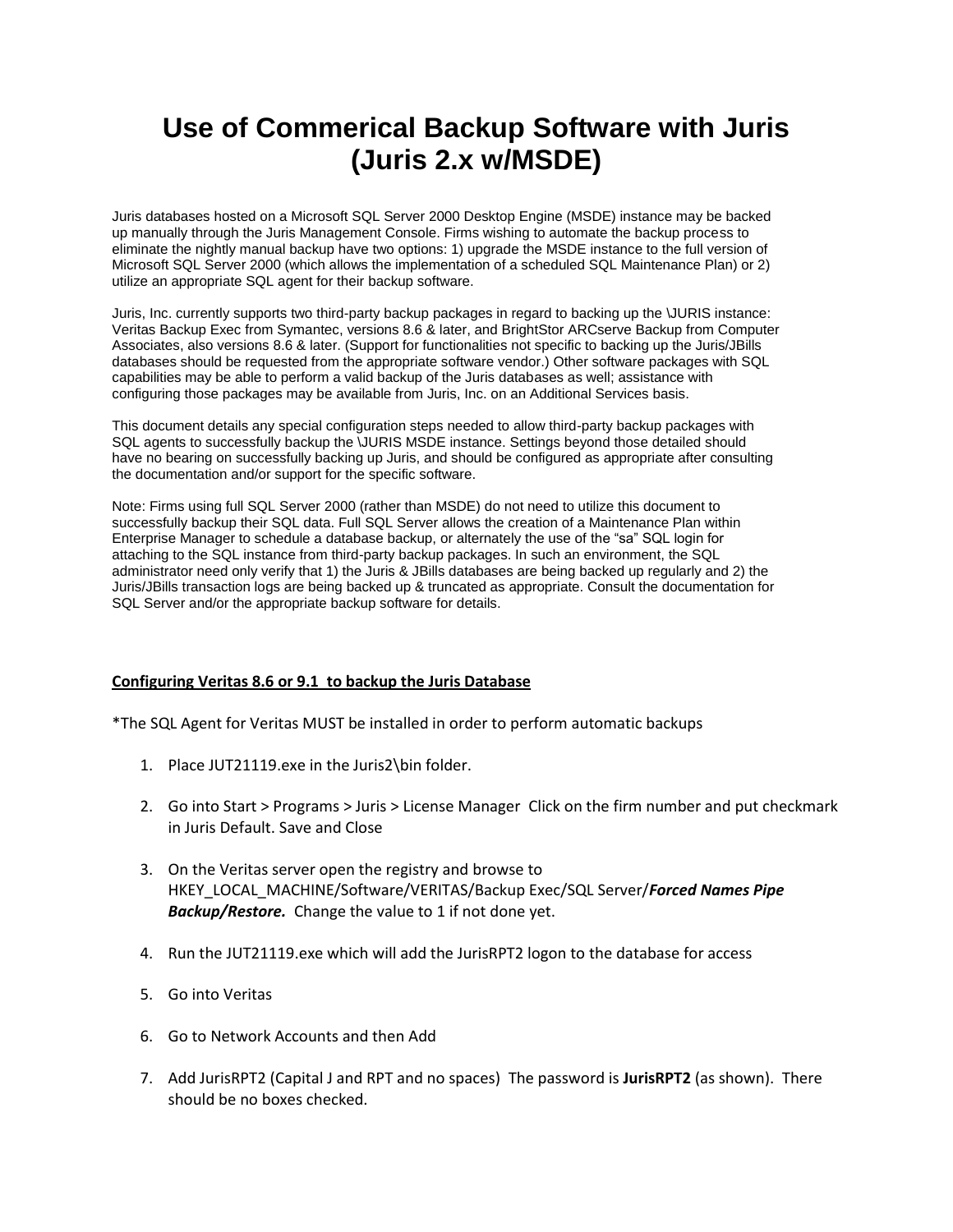# Use of Commerical Backup Software with Juris (Juris 2.x w/MSDE)

Juris databases hosted on a Microsoft SQL Server 2000 Desktop Engine (MSDE) instance may be backed up manually through the Juris Management Console. Firms wishing to automate the backup process to eliminate the nightly manual backup have two options: 1) upgrade the MSDE instance to the full version of Microsoft SQL Server 2000 (which allows the implementation of a scheduled SQL Maintenance Plan) or 2) utilize an appropriate SQL agent for their backup software.

Juris, Inc. currently supports two third-party backup packages in regard to backing up the \JURIS instance: Veritas Backup Exec from Symantec, versions 8.6 & later, and BrightStor ARCserve Backup from Computer Associates, also versions 8.6 & later. (Support for functionalities not specific to backing up the Juris/JBills databases should be requested from the appropriate software vendor.) Other software packages with SQL capabilities may be able to perform a valid backup of the Juris databases as well; assistance with configuring those packages may be available from Juris, Inc. on an Additional Services basis.

This document details any special configuration steps needed to allow third-party backup packages with SQL agents to successfully backup the \JURIS MSDE instance. Settings beyond those detailed should have no bearing on successfully backing up Juris, and should be configured as appropriate after consulting the documentation and/or support for the specific software.

Note: Firms using full SQL Server 2000 (rather than MSDE) do not need to utilize this document to successfully backup their SQL data. Full SQL Server allows the creation of a Maintenance Plan within Enterprise Manager to schedule a database backup, or alternately the use of the "sa" SQL login for attaching to the SQL instance from third-party backup packages. In such an environment, the SQL administrator need only verify that 1) the Juris & JBills databases are being backed up regularly and 2) the Juris/JBills transaction logs are being backed up & truncated as appropriate. Consult the documentation for SQL Server and/or the appropriate backup software for details.

**Configuring Veritas 8.6 or 9.1 to backup the Juris Database**

*The SQL Agent for Veritas MUST be installed in order to perform automatic backups

1. Place JUT21119.exe in the Juris2\bin folder.
2. Go into Start > Programs > Juris > License Manager Click on the firm number and put checkmark in Juris Default. Save and Close
3. On the Veritas server open the registry and browse to HKEY_LOCAL_MACHINE/Software/VERITAS/Backup Exec/SQL Server/***Forced Names Pipe Backup/Restore.*** Change the value to 1 if not done yet.
4. Run the JUT21119.exe which will add the JurisRPT2 logon to the database for access
5. Go into Veritas
6. Go to Network Accounts and then Add
7. Add JurisRPT2 (Capital J and RPT and no spaces) The password is **JurisRPT2** (as shown). There should be no boxes checked.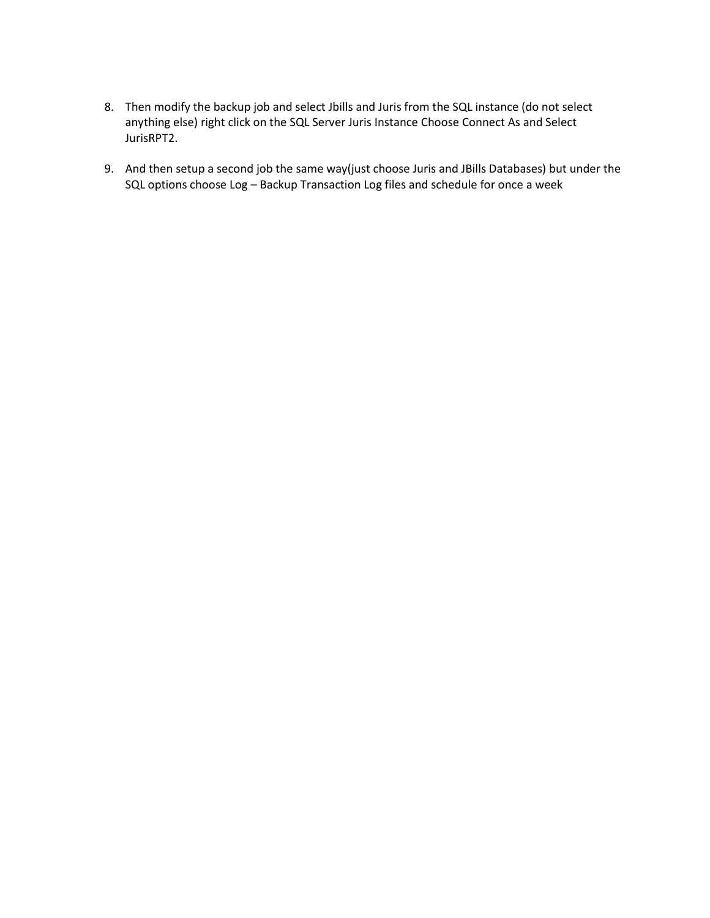8. Then modify the backup job and select Jbills and Juris from the SQL instance (do not select anything else) right click on the SQL Server Juris Instance Choose Connect As and Select JurisRPT2.

9. And then setup a second job the same way(just choose Juris and JBills Databases) but under the SQL options choose Log – Backup Transaction Log files and schedule for once a week